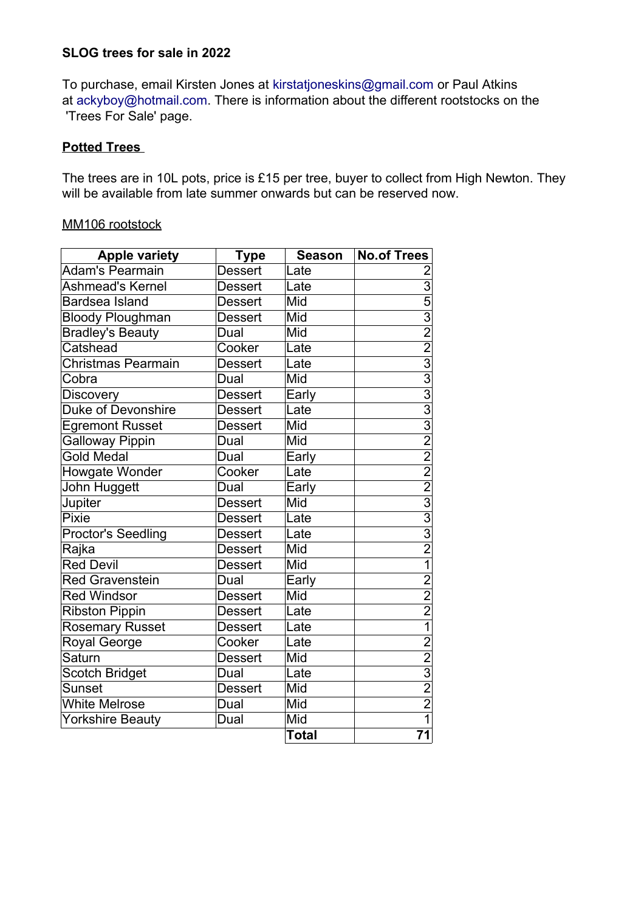**SLOG trees for sale in 2022**

To purchase, email Kirsten Jones at kirstatjoneskins@gmail.com or Paul Atkins at ackyboy@hotmail.com. There is information about the different rootstocks on the 'Trees For Sale' page.

**Potted Trees**

The trees are in 10L pots, price is £15 per tree, buyer to collect from High Newton. They will be available from late summer onwards but can be reserved now.

MM106 rootstock

| Apple variety | Type | Season | No.of Trees |
|---|---|---|---|
| Adam's Pearmain | Dessert | Late | 2 |
| Ashmead's Kernel | Dessert | Late | 3 |
| Bardsea Island | Dessert | Mid | 5 |
| Bloody Ploughman | Dessert | Mid | 3 |
| Bradley's Beauty | Dual | Mid | 2 |
| Catshead | Cooker | Late | 2 |
| Christmas Pearmain | Dessert | Late | 3 |
| Cobra | Dual | Mid | 3 |
| Discovery | Dessert | Early | 3 |
| Duke of Devonshire | Dessert | Late | 3 |
| Egremont Russet | Dessert | Mid | 3 |
| Galloway Pippin | Dual | Mid | 2 |
| Gold Medal | Dual | Early | 2 |
| Howgate Wonder | Cooker | Late | 2 |
| John Huggett | Dual | Early | 2 |
| Jupiter | Dessert | Mid | 3 |
| Pixie | Dessert | Late | 3 |
| Proctor's Seedling | Dessert | Late | 3 |
| Rajka | Dessert | Mid | 2 |
| Red Devil | Dessert | Mid | 1 |
| Red Gravenstein | Dual | Early | 2 |
| Red Windsor | Dessert | Mid | 2 |
| Ribston Pippin | Dessert | Late | 2 |
| Rosemary Russet | Dessert | Late | 1 |
| Royal George | Cooker | Late | 2 |
| Saturn | Dessert | Mid | 2 |
| Scotch Bridget | Dual | Late | 3 |
| Sunset | Dessert | Mid | 2 |
| White Melrose | Dual | Mid | 2 |
| Yorkshire Beauty | Dual | Mid | 1 |
| | | **Total** | **71** |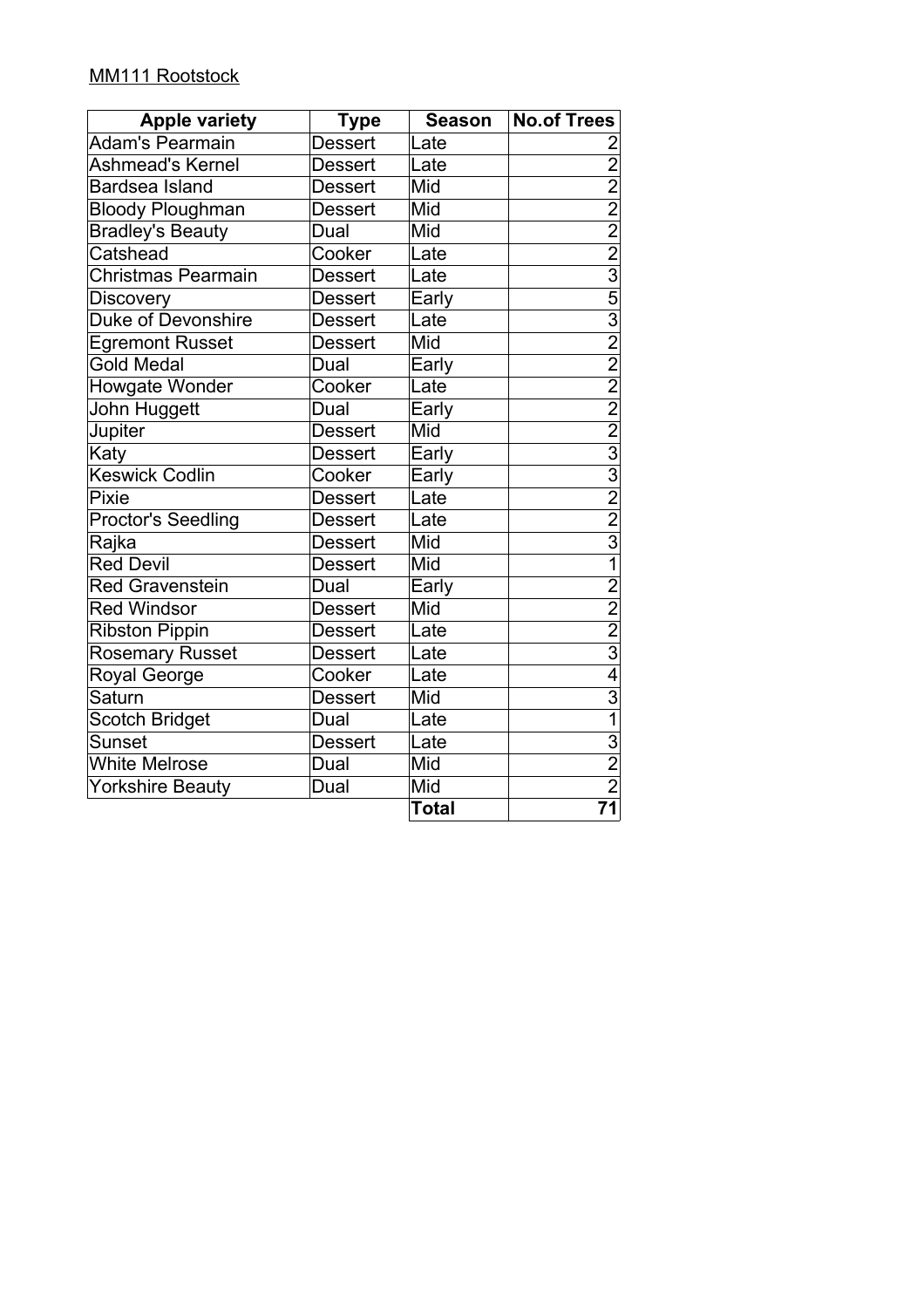MM111 Rootstock

| Apple variety | Type | Season | No.of Trees |
|---|---|---|---|
| Adam's Pearmain | Dessert | Late | 2 |
| Ashmead's Kernel | Dessert | Late | 2 |
| Bardsea Island | Dessert | Mid | 2 |
| Bloody Ploughman | Dessert | Mid | 2 |
| Bradley's Beauty | Dual | Mid | 2 |
| Catshead | Cooker | Late | 2 |
| Christmas Pearmain | Dessert | Late | 3 |
| Discovery | Dessert | Early | 5 |
| Duke of Devonshire | Dessert | Late | 3 |
| Egremont Russet | Dessert | Mid | 2 |
| Gold Medal | Dual | Early | 2 |
| Howgate Wonder | Cooker | Late | 2 |
| John Huggett | Dual | Early | 2 |
| Jupiter | Dessert | Mid | 2 |
| Katy | Dessert | Early | 3 |
| Keswick Codlin | Cooker | Early | 3 |
| Pixie | Dessert | Late | 2 |
| Proctor's Seedling | Dessert | Late | 2 |
| Rajka | Dessert | Mid | 3 |
| Red Devil | Dessert | Mid | 1 |
| Red Gravenstein | Dual | Early | 2 |
| Red Windsor | Dessert | Mid | 2 |
| Ribston Pippin | Dessert | Late | 2 |
| Rosemary Russet | Dessert | Late | 3 |
| Royal George | Cooker | Late | 4 |
| Saturn | Dessert | Mid | 3 |
| Scotch Bridget | Dual | Late | 1 |
| Sunset | Dessert | Late | 3 |
| White Melrose | Dual | Mid | 2 |
| Yorkshire Beauty | Dual | Mid | 2 |
| | | **Total** | **71** |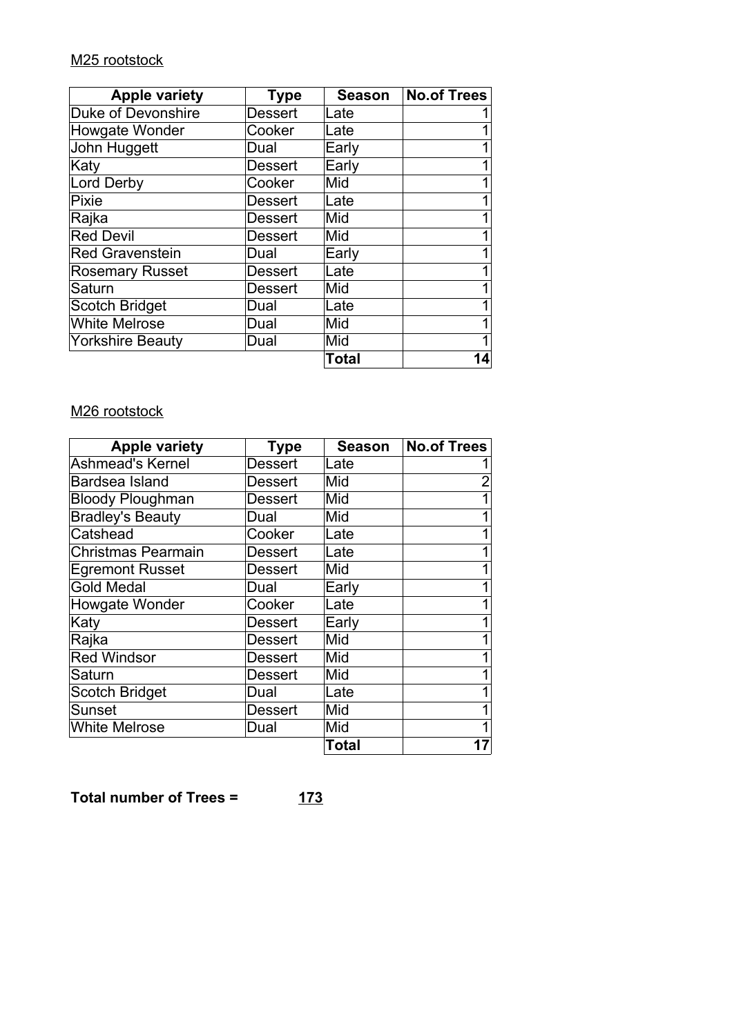M25 rootstock

| Apple variety | Type | Season | No.of Trees |
|---|---|---|---|
| Duke of Devonshire | Dessert | Late | 1 |
| Howgate Wonder | Cooker | Late | 1 |
| John Huggett | Dual | Early | 1 |
| Katy | Dessert | Early | 1 |
| Lord Derby | Cooker | Mid | 1 |
| Pixie | Dessert | Late | 1 |
| Rajka | Dessert | Mid | 1 |
| Red Devil | Dessert | Mid | 1 |
| Red Gravenstein | Dual | Early | 1 |
| Rosemary Russet | Dessert | Late | 1 |
| Saturn | Dessert | Mid | 1 |
| Scotch Bridget | Dual | Late | 1 |
| White Melrose | Dual | Mid | 1 |
| Yorkshire Beauty | Dual | Mid | 1 |
| | | **Total** | **14** |

M26 rootstock

| Apple variety | Type | Season | No.of Trees |
|---|---|---|---|
| Ashmead's Kernel | Dessert | Late | 1 |
| Bardsea Island | Dessert | Mid | 2 |
| Bloody Ploughman | Dessert | Mid | 1 |
| Bradley's Beauty | Dual | Mid | 1 |
| Catshead | Cooker | Late | 1 |
| Christmas Pearmain | Dessert | Late | 1 |
| Egremont Russet | Dessert | Mid | 1 |
| Gold Medal | Dual | Early | 1 |
| Howgate Wonder | Cooker | Late | 1 |
| Katy | Dessert | Early | 1 |
| Rajka | Dessert | Mid | 1 |
| Red Windsor | Dessert | Mid | 1 |
| Saturn | Dessert | Mid | 1 |
| Scotch Bridget | Dual | Late | 1 |
| Sunset | Dessert | Mid | 1 |
| White Melrose | Dual | Mid | 1 |
| | | **Total** | **17** |

**Total number of Trees =** **173**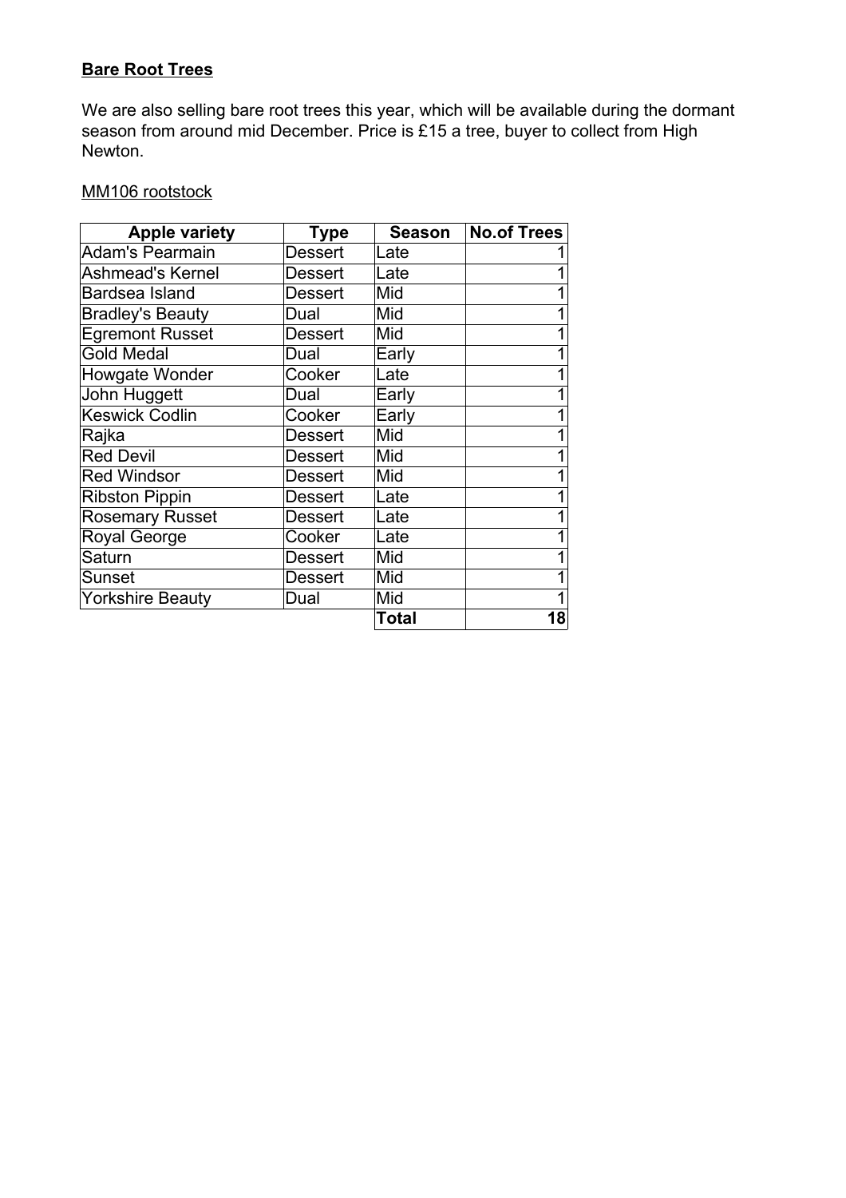**Bare Root Trees**

We are also selling bare root trees this year, which will be available during the dormant season from around mid December. Price is £15 a tree, buyer to collect from High Newton.

MM106 rootstock

| Apple variety | Type | Season | No.of Trees |
|---|---|---|---|
| Adam's Pearmain | Dessert | Late | 1 |
| Ashmead's Kernel | Dessert | Late | 1 |
| Bardsea Island | Dessert | Mid | 1 |
| Bradley's Beauty | Dual | Mid | 1 |
| Egremont Russet | Dessert | Mid | 1 |
| Gold Medal | Dual | Early | 1 |
| Howgate Wonder | Cooker | Late | 1 |
| John Huggett | Dual | Early | 1 |
| Keswick Codlin | Cooker | Early | 1 |
| Rajka | Dessert | Mid | 1 |
| Red Devil | Dessert | Mid | 1 |
| Red Windsor | Dessert | Mid | 1 |
| Ribston Pippin | Dessert | Late | 1 |
| Rosemary Russet | Dessert | Late | 1 |
| Royal George | Cooker | Late | 1 |
| Saturn | Dessert | Mid | 1 |
| Sunset | Dessert | Mid | 1 |
| Yorkshire Beauty | Dual | Mid | 1 |
| | | **Total** | **18** |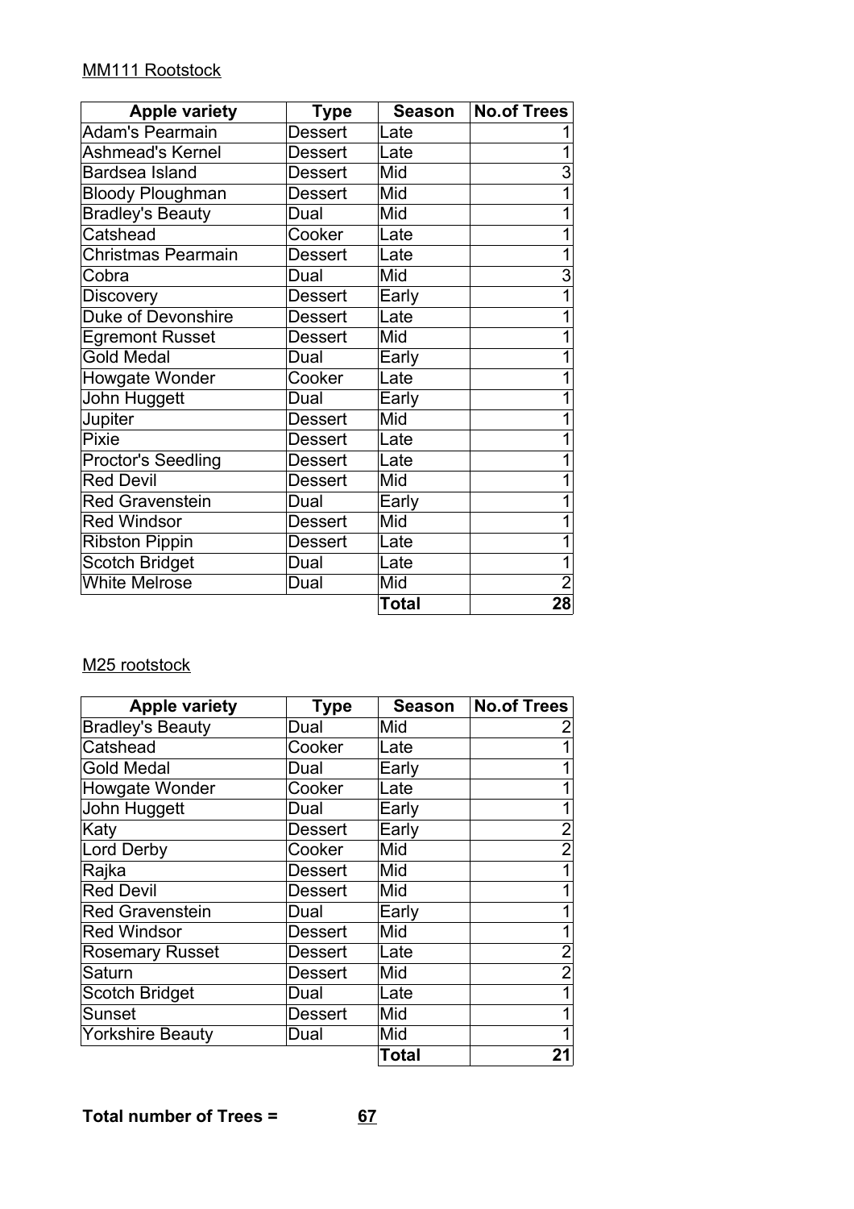MM111 Rootstock

| Apple variety | Type | Season | No.of Trees |
|---|---|---|---|
| Adam's Pearmain | Dessert | Late | 1 |
| Ashmead's Kernel | Dessert | Late | 1 |
| Bardsea Island | Dessert | Mid | 3 |
| Bloody Ploughman | Dessert | Mid | 1 |
| Bradley's Beauty | Dual | Mid | 1 |
| Catshead | Cooker | Late | 1 |
| Christmas Pearmain | Dessert | Late | 1 |
| Cobra | Dual | Mid | 3 |
| Discovery | Dessert | Early | 1 |
| Duke of Devonshire | Dessert | Late | 1 |
| Egremont Russet | Dessert | Mid | 1 |
| Gold Medal | Dual | Early | 1 |
| Howgate Wonder | Cooker | Late | 1 |
| John Huggett | Dual | Early | 1 |
| Jupiter | Dessert | Mid | 1 |
| Pixie | Dessert | Late | 1 |
| Proctor's Seedling | Dessert | Late | 1 |
| Red Devil | Dessert | Mid | 1 |
| Red Gravenstein | Dual | Early | 1 |
| Red Windsor | Dessert | Mid | 1 |
| Ribston Pippin | Dessert | Late | 1 |
| Scotch Bridget | Dual | Late | 1 |
| White Melrose | Dual | Mid | 2 |
| | | **Total** | **28** |

M25 rootstock

| Apple variety | Type | Season | No.of Trees |
|---|---|---|---|
| Bradley's Beauty | Dual | Mid | 2 |
| Catshead | Cooker | Late | 1 |
| Gold Medal | Dual | Early | 1 |
| Howgate Wonder | Cooker | Late | 1 |
| John Huggett | Dual | Early | 1 |
| Katy | Dessert | Early | 2 |
| Lord Derby | Cooker | Mid | 2 |
| Rajka | Dessert | Mid | 1 |
| Red Devil | Dessert | Mid | 1 |
| Red Gravenstein | Dual | Early | 1 |
| Red Windsor | Dessert | Mid | 1 |
| Rosemary Russet | Dessert | Late | 2 |
| Saturn | Dessert | Mid | 2 |
| Scotch Bridget | Dual | Late | 1 |
| Sunset | Dessert | Mid | 1 |
| Yorkshire Beauty | Dual | Mid | 1 |
| | | **Total** | **21** |

**Total number of Trees = 67**